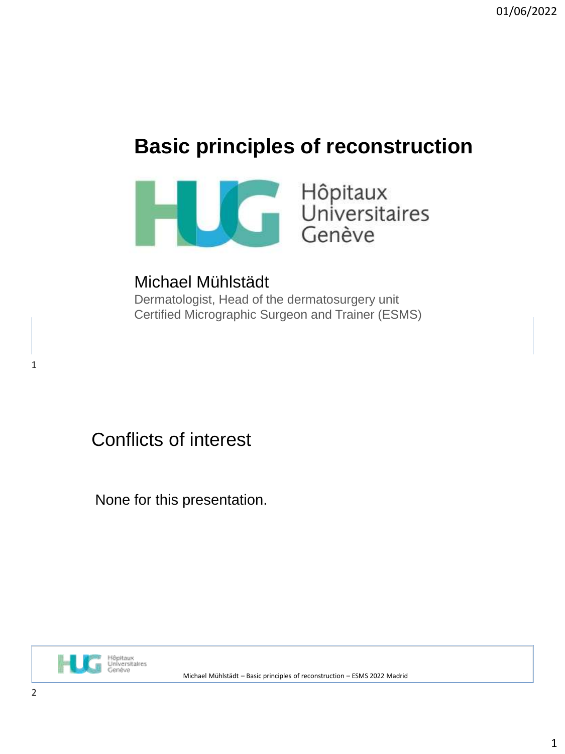# Basic principles of reconstruction

Hôpitaux Universitaires Genève

Michael Mühlstädt

Dermatologist, Head of the dermatosurgery unit
Certified Micrographic Surgeon and Trainer (ESMS)

## Conflicts of interest

None for this presentation.

Michael Mühlstädt – Basic principles of reconstruction – ESMS 2022 Madrid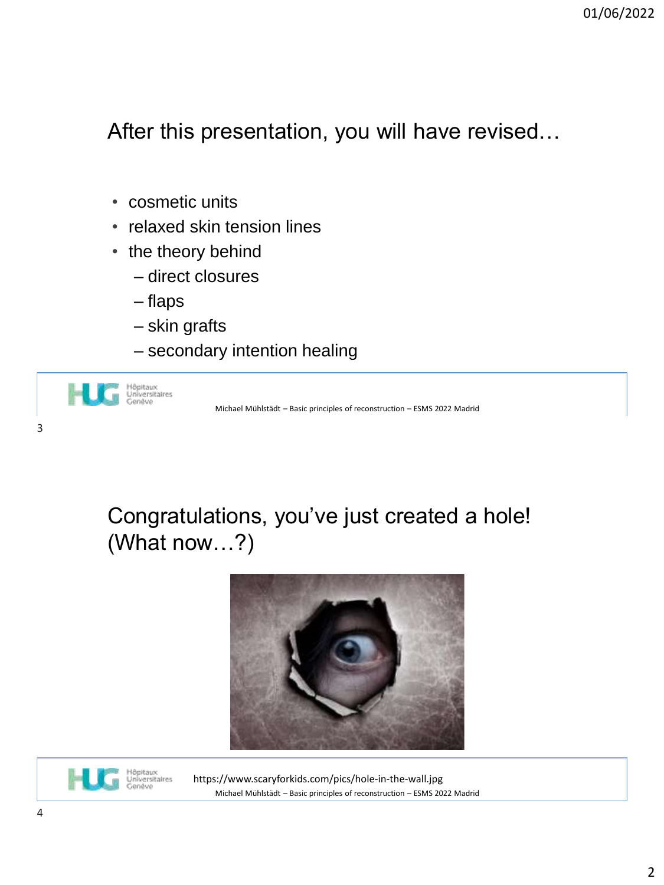## After this presentation, you will have revised…

- cosmetic units
- relaxed skin tension lines
- the theory behind
  - direct closures
  - flaps
  - skin grafts
  - secondary intention healing

## Congratulations, you've just created a hole! (What now…?)

https://www.scaryforkids.com/pics/hole-in-the-wall.jpg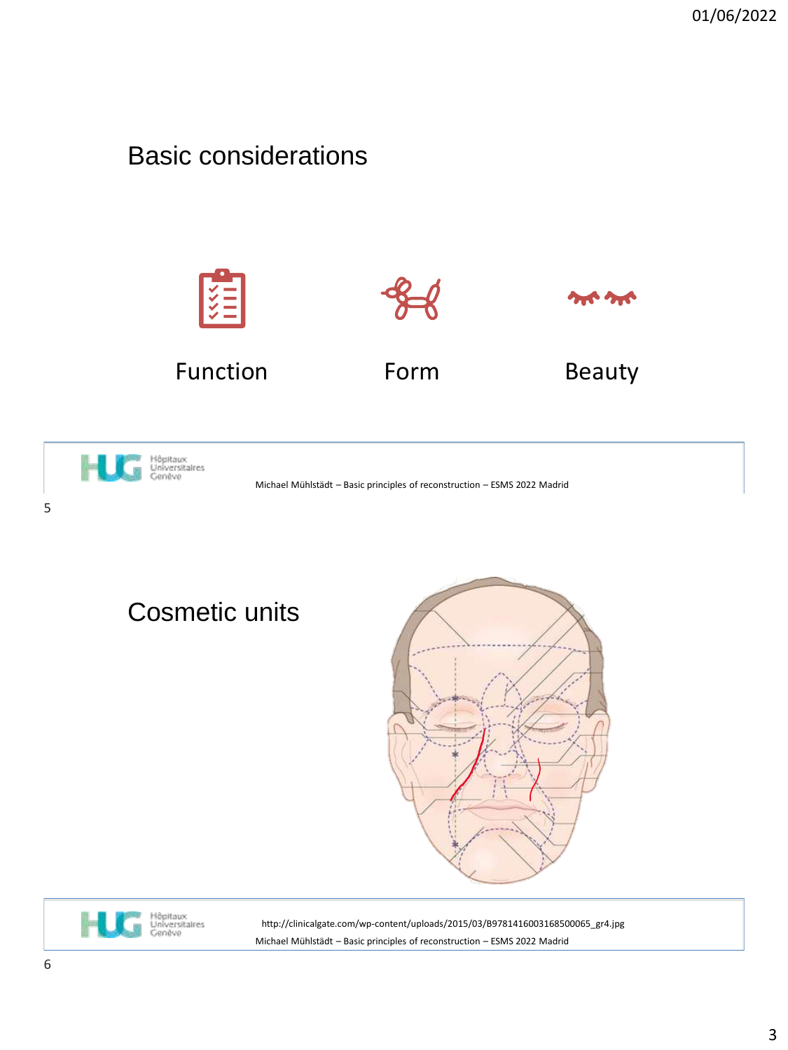## Basic considerations

Function

Form

Beauty

Michael Mühlstädt – Basic principles of reconstruction – ESMS 2022 Madrid

## Cosmetic units

http://clinicalgate.com/wp-content/uploads/2015/03/B9781416003168500065_gr4.jpg

Michael Mühlstädt – Basic principles of reconstruction – ESMS 2022 Madrid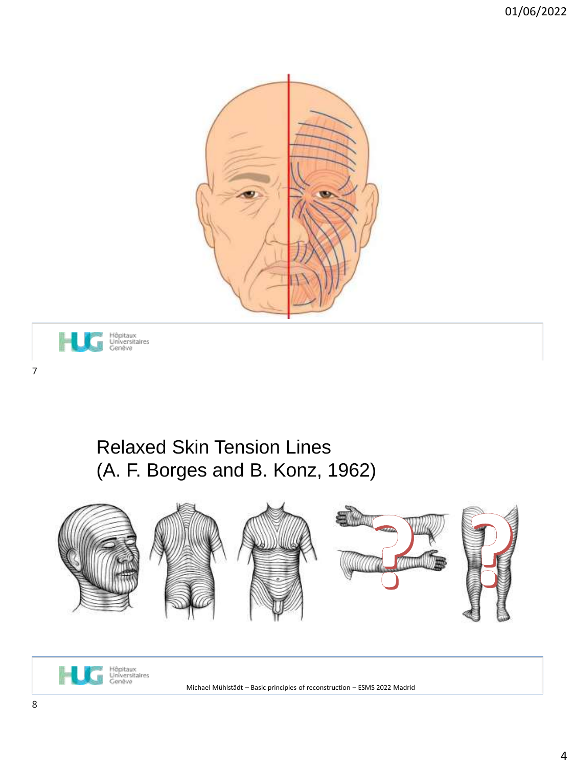## Relaxed Skin Tension Lines
## (A. F. Borges and B. Konz, 1962)

Michael Mühlstädt – Basic principles of reconstruction – ESMS 2022 Madrid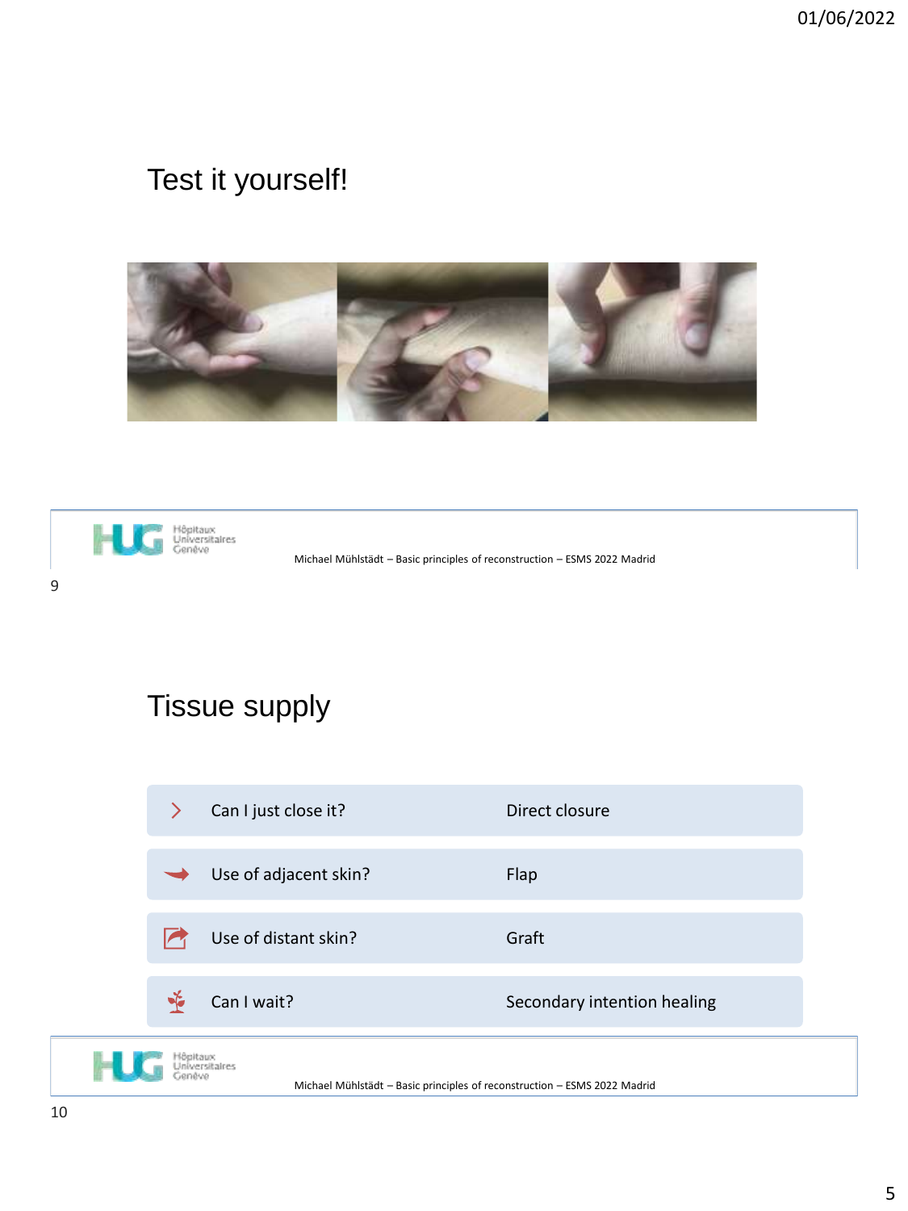# Test it yourself!

# Tissue supply

| | |
|---|---|
| Can I just close it? | Direct closure |
| Use of adjacent skin? | Flap |
| Use of distant skin? | Graft |
| Can I wait? | Secondary intention healing |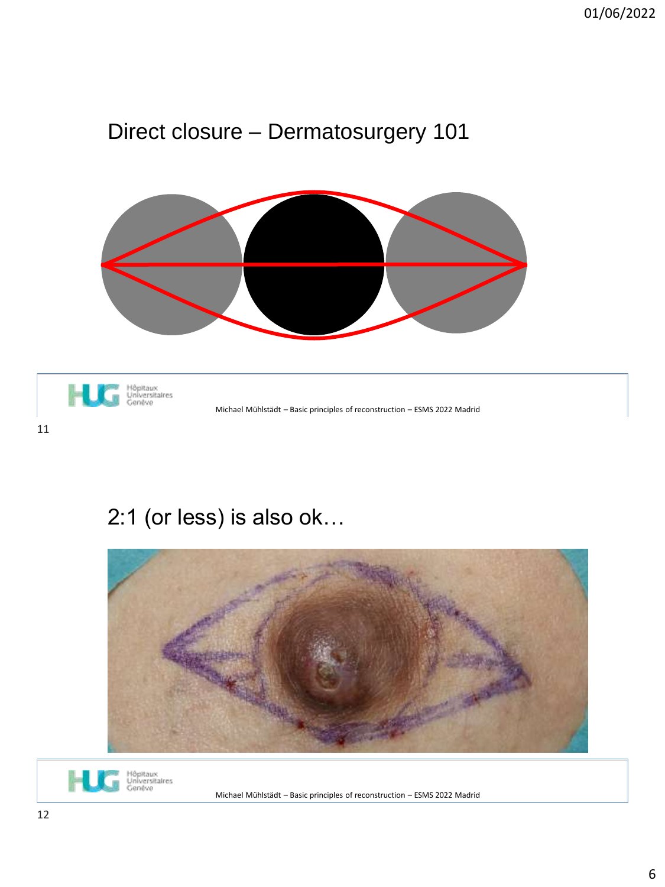## Direct closure – Dermatosurgery 101

Michael Mühlstädt – Basic principles of reconstruction – ESMS 2022 Madrid

## 2:1 (or less) is also ok…

Michael Mühlstädt – Basic principles of reconstruction – ESMS 2022 Madrid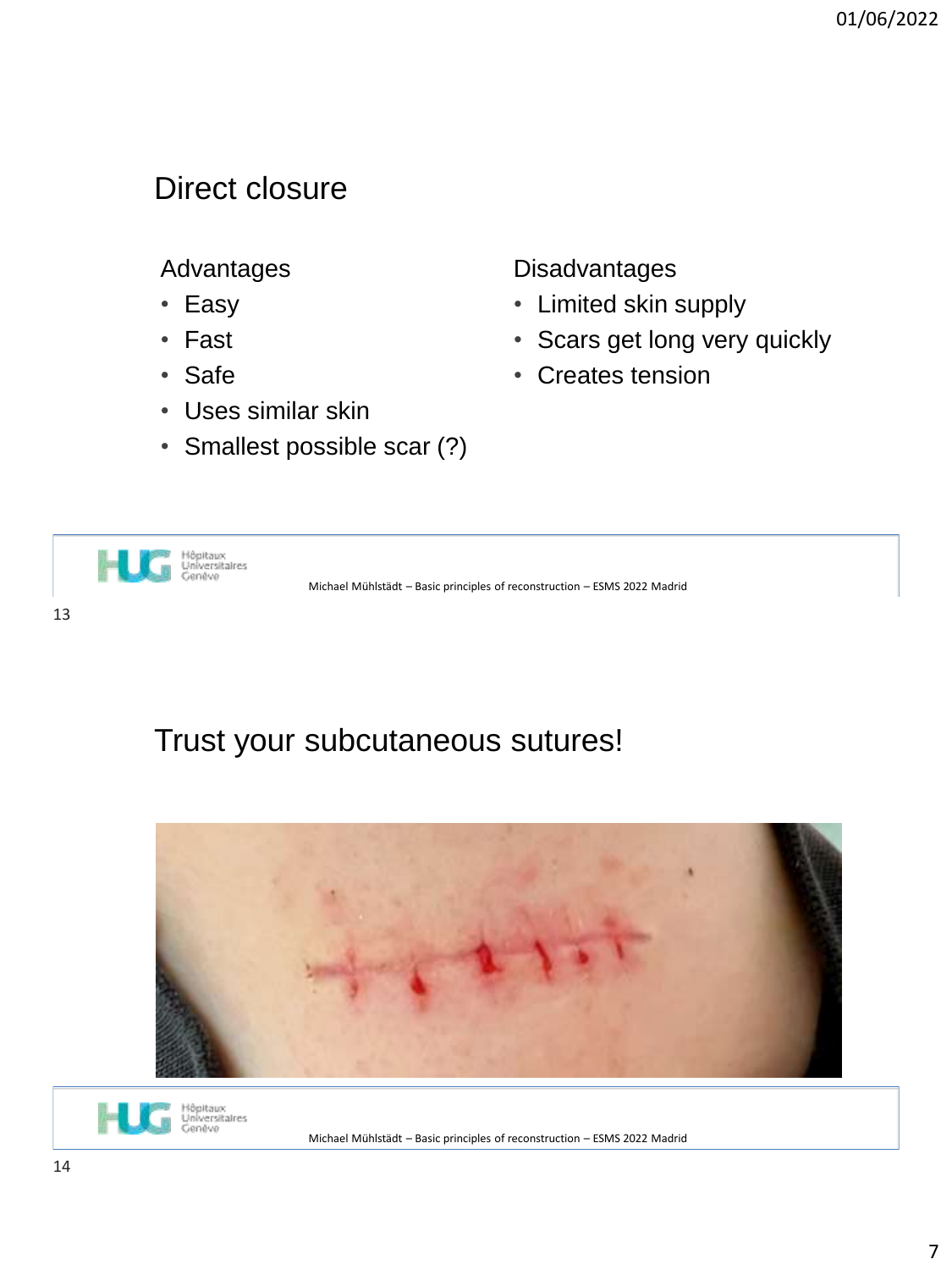## Direct closure

**Advantages**
- Easy
- Fast
- Safe
- Uses similar skin
- Smallest possible scar (?)

**Disadvantages**
- Limited skin supply
- Scars get long very quickly
- Creates tension

## Trust your subcutaneous sutures!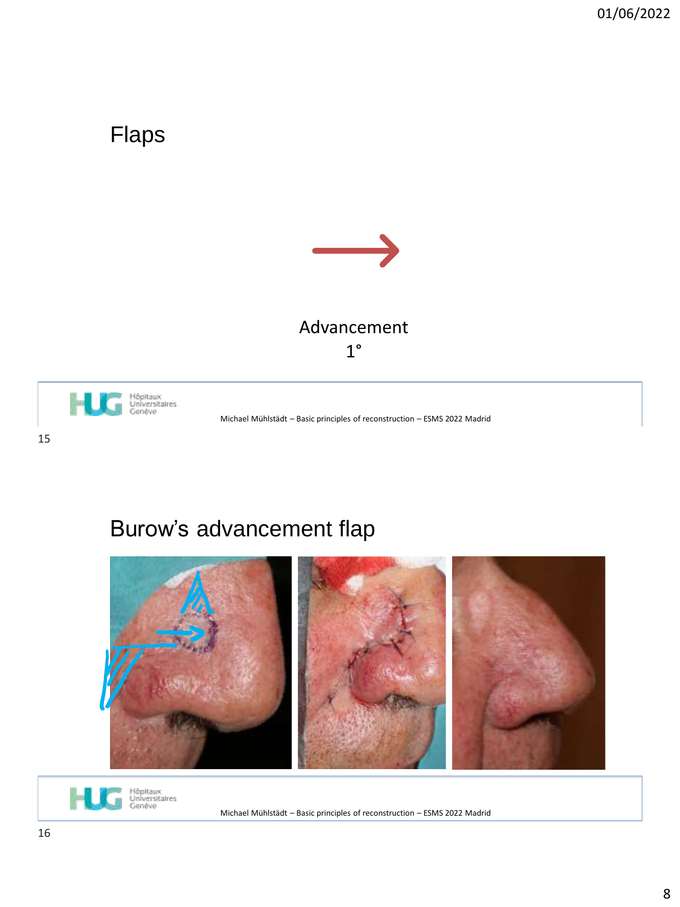## Flaps

Advancement

1°

## Burow's advancement flap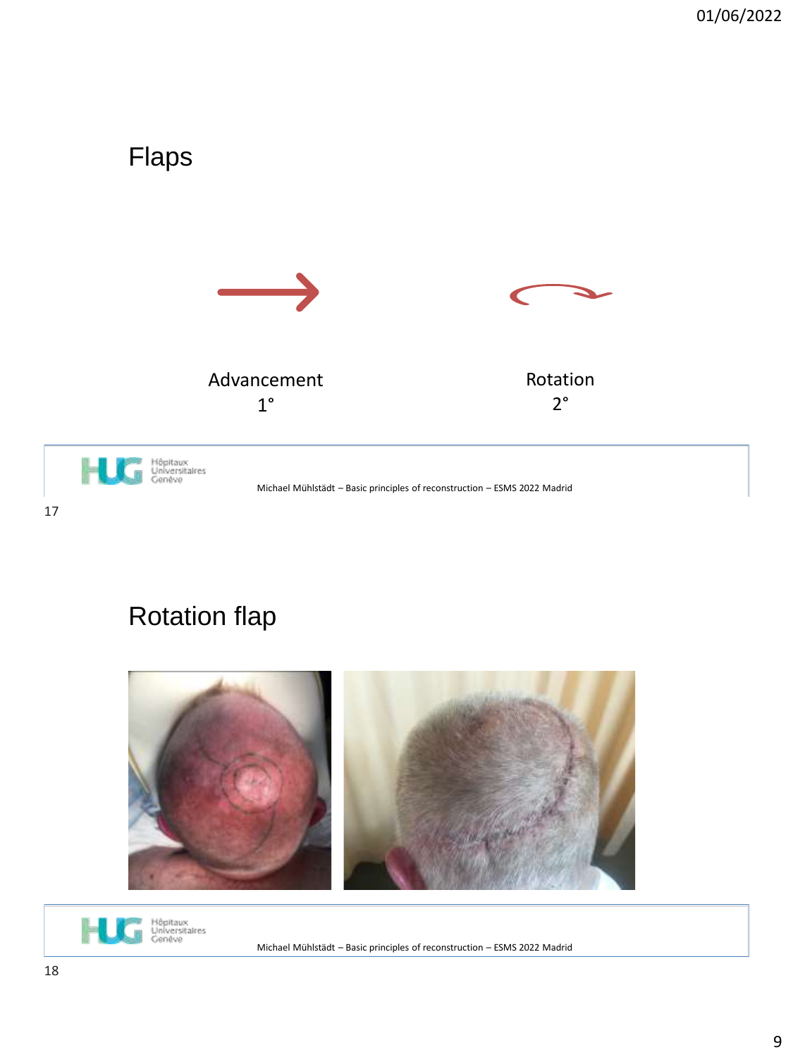## Flaps

Advancement
1°

Rotation
2°

## Rotation flap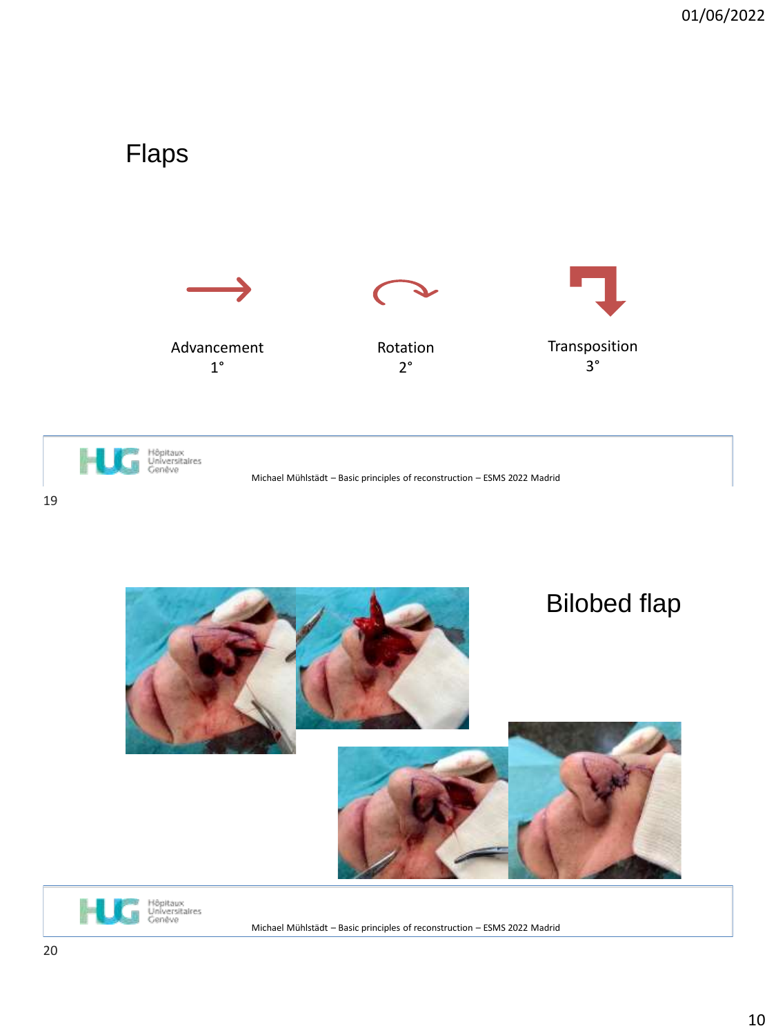# Flaps

Advancement
1°

Rotation
2°

Transposition
3°

# Bilobed flap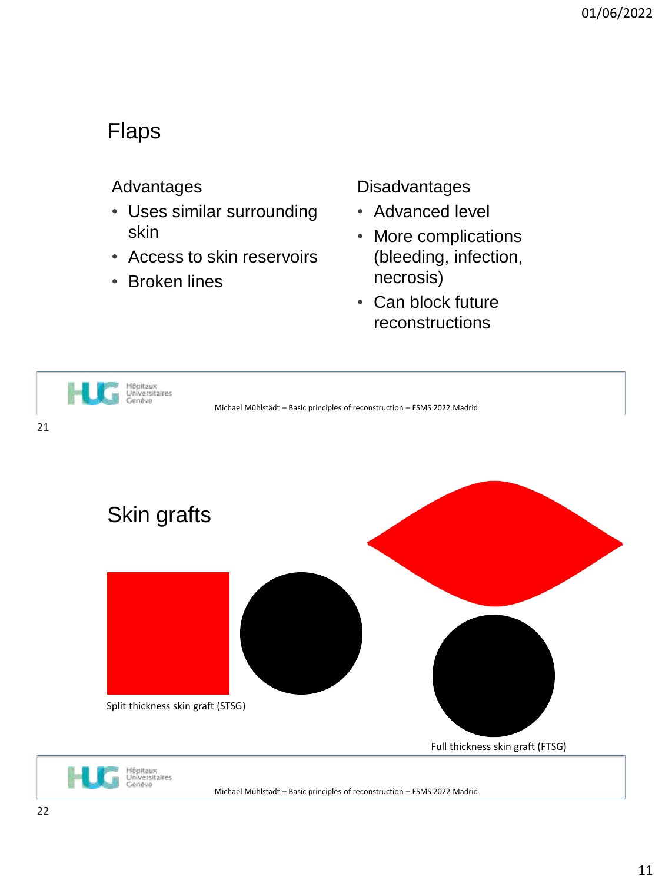## Flaps

**Advantages**

- Uses similar surrounding skin
- Access to skin reservoirs
- Broken lines

**Disadvantages**

- Advanced level
- More complications (bleeding, infection, necrosis)
- Can block future reconstructions

## Skin grafts

Split thickness skin graft (STSG)

Full thickness skin graft (FTSG)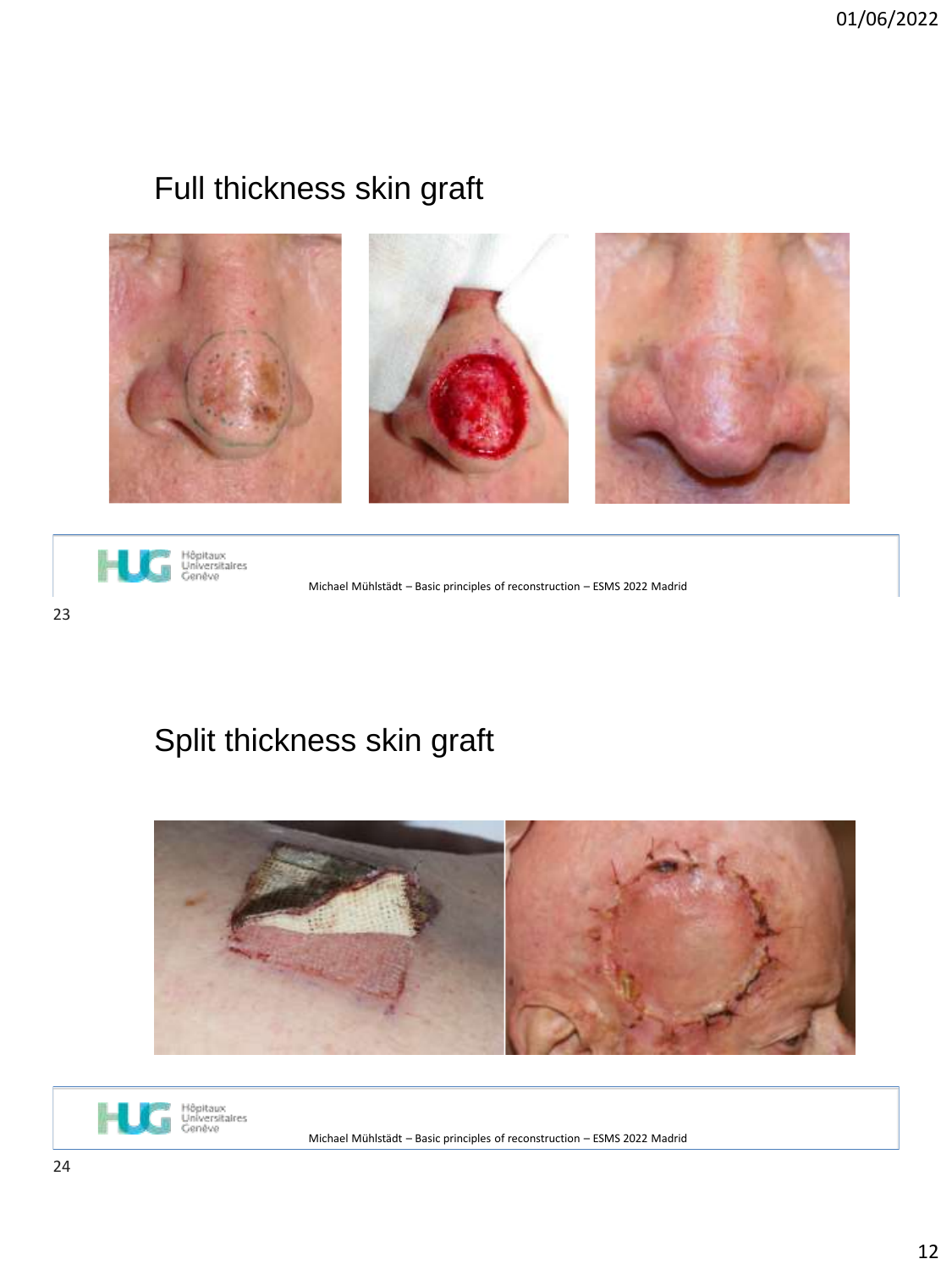## Full thickness skin graft

Michael Mühlstädt – Basic principles of reconstruction – ESMS 2022 Madrid

## Split thickness skin graft

Michael Mühlstädt – Basic principles of reconstruction – ESMS 2022 Madrid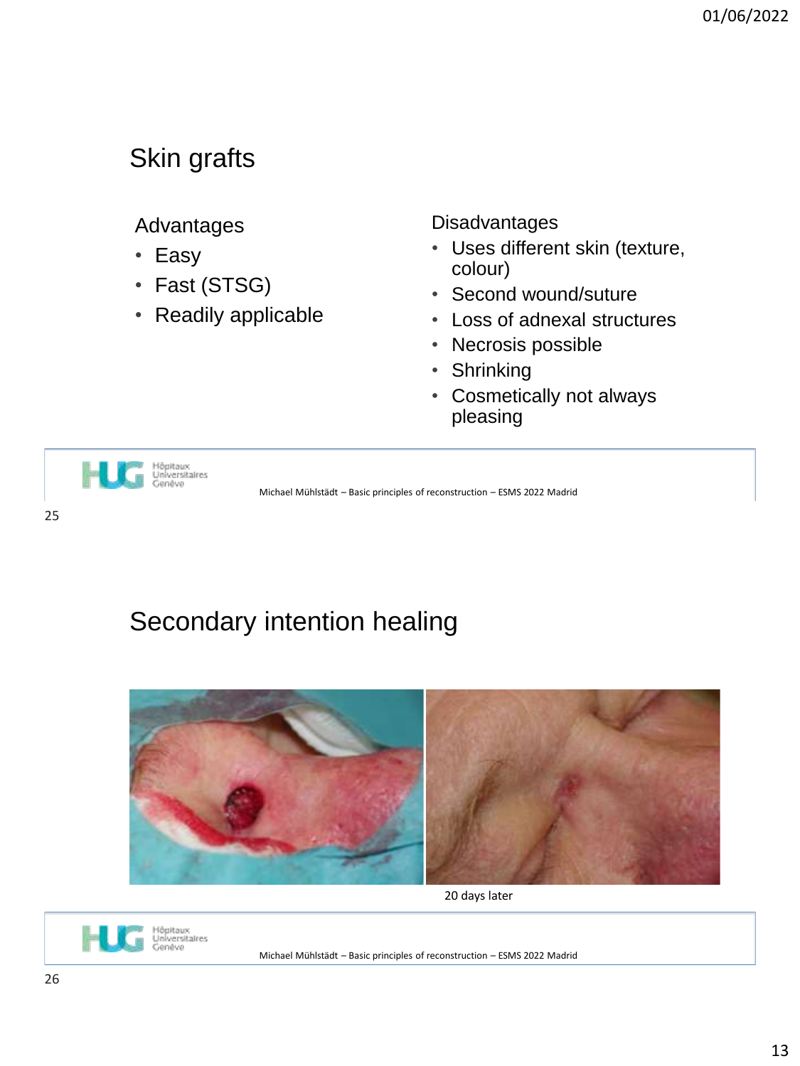## Skin grafts

Advantages

- Easy
- Fast (STSG)
- Readily applicable

Disadvantages

- Uses different skin (texture, colour)
- Second wound/suture
- Loss of adnexal structures
- Necrosis possible
- Shrinking
- Cosmetically not always pleasing

Michael Mühlstädt – Basic principles of reconstruction – ESMS 2022 Madrid

## Secondary intention healing

20 days later

Michael Mühlstädt – Basic principles of reconstruction – ESMS 2022 Madrid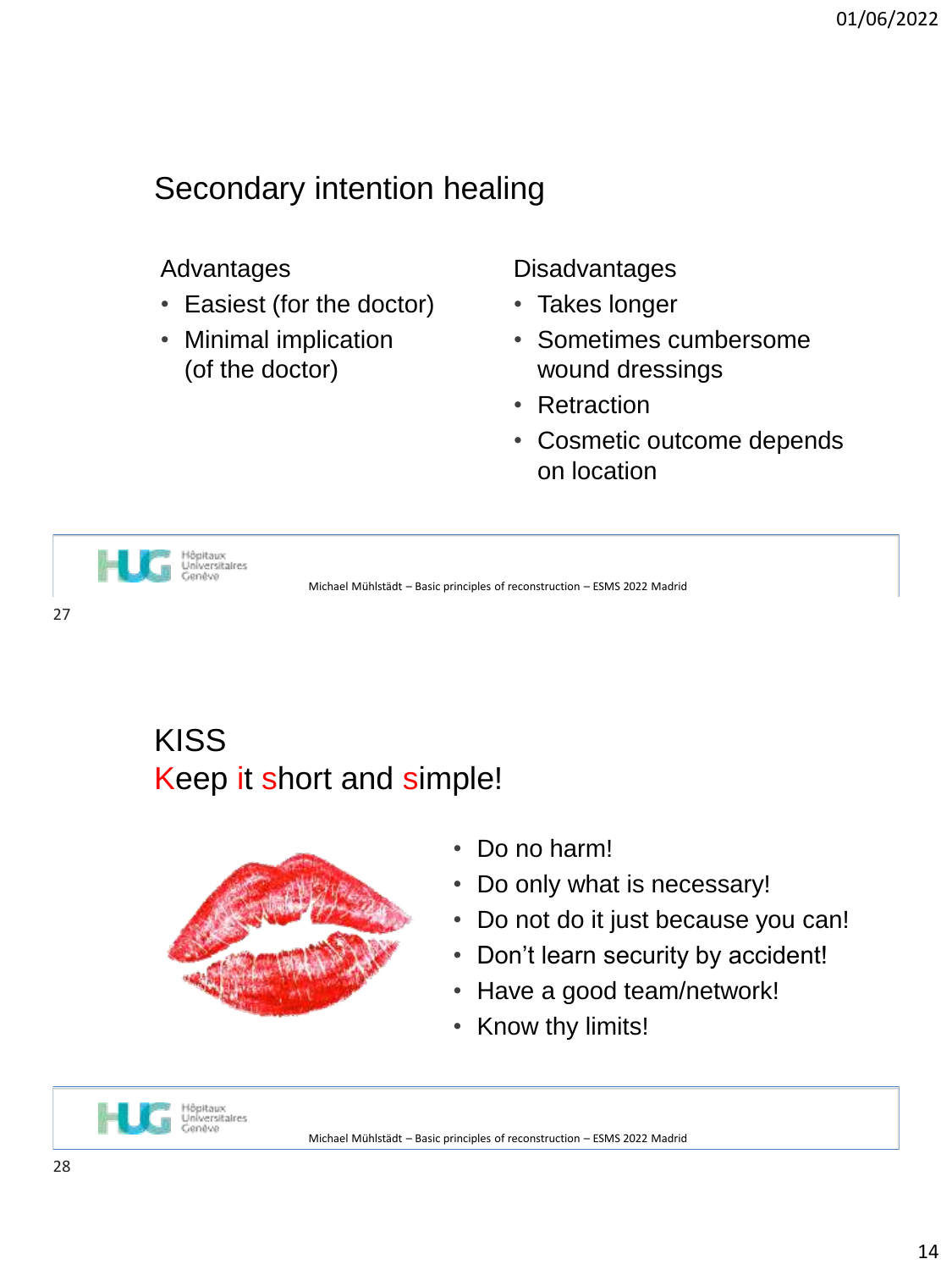## Secondary intention healing

Advantages

- Easiest (for the doctor)
- Minimal implication (of the doctor)

Disadvantages

- Takes longer
- Sometimes cumbersome wound dressings
- Retraction
- Cosmetic outcome depends on location

Michael Mühlstädt – Basic principles of reconstruction – ESMS 2022 Madrid

## KISS
## Keep it short and simple!

- Do no harm!
- Do only what is necessary!
- Do not do it just because you can!
- Don't learn security by accident!
- Have a good team/network!
- Know thy limits!

Michael Mühlstädt – Basic principles of reconstruction – ESMS 2022 Madrid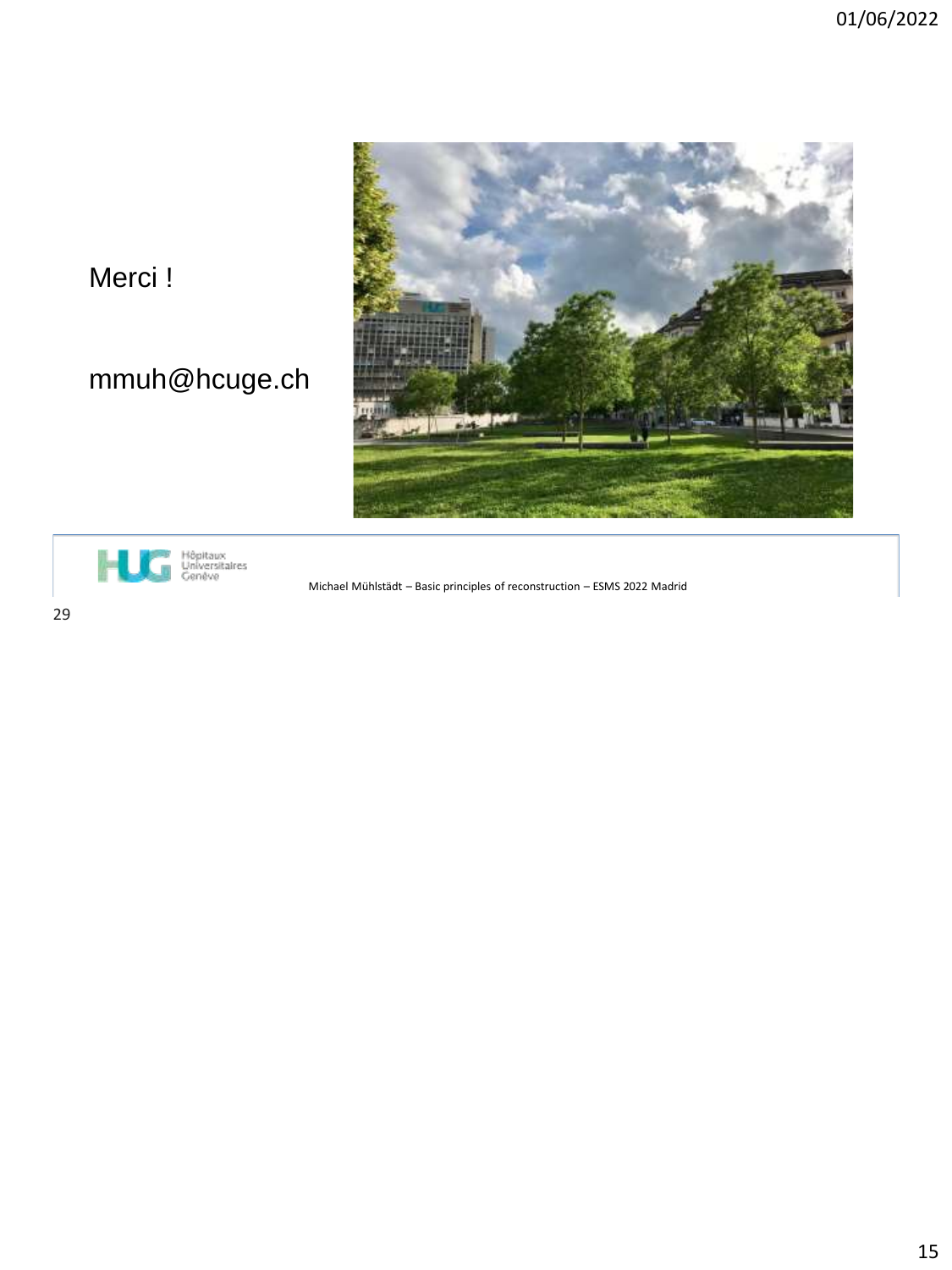Merci !

mmuh@hcuge.ch

Michael Mühlstädt – Basic principles of reconstruction – ESMS 2022 Madrid